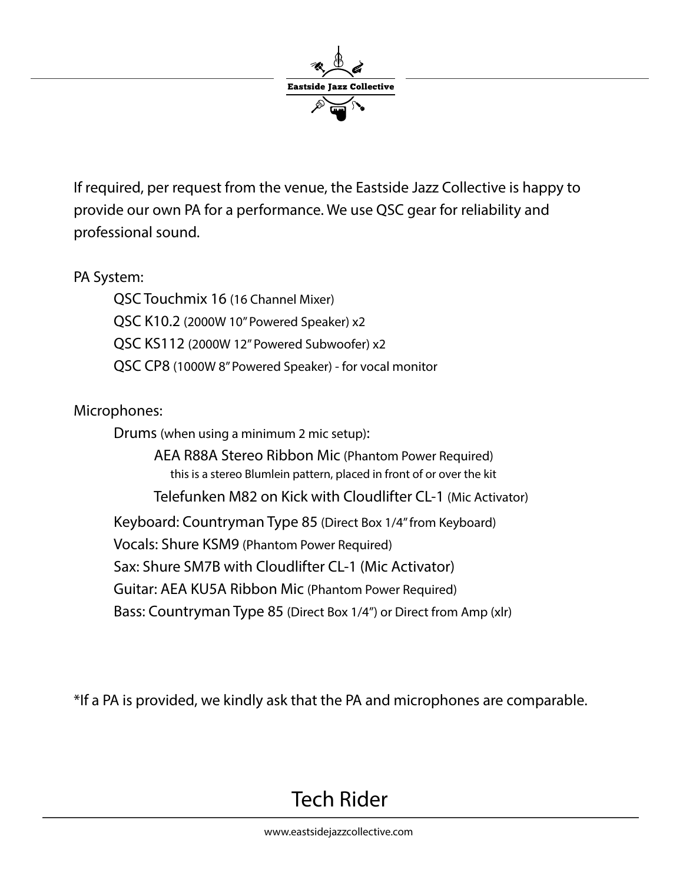# Eastside Jazz Collective

If required, per request from the venue, the Eastside Jazz Collective is happy to provide our own PA for a performance. We use QSC gear for reliability and professional sound.

PA System:

- QSC Touchmix 16 (16 Channel Mixer)
- QSC K10.2 (2000W 10" Powered Speaker) x2
- QSC KS112 (2000W 12" Powered Subwoofer) x2
- QSC CP8 (1000W 8" Powered Speaker) - for vocal monitor

Microphones:

- Drums (when using a minimum 2 mic setup):
  - AEA R88A Stereo Ribbon Mic (Phantom Power Required)
    this is a stereo Blumlein pattern, placed in front of or over the kit
  - Telefunken M82 on Kick with Cloudlifter CL-1 (Mic Activator)
- Keyboard: Countryman Type 85 (Direct Box 1/4" from Keyboard)
- Vocals: Shure KSM9 (Phantom Power Required)
- Sax: Shure SM7B with Cloudlifter CL-1 (Mic Activator)
- Guitar: AEA KU5A Ribbon Mic (Phantom Power Required)
- Bass: Countryman Type 85 (Direct Box 1/4") or Direct from Amp (xlr)

*If a PA is provided, we kindly ask that the PA and microphones are comparable.

## Tech Rider

www.eastsidejazzcollective.com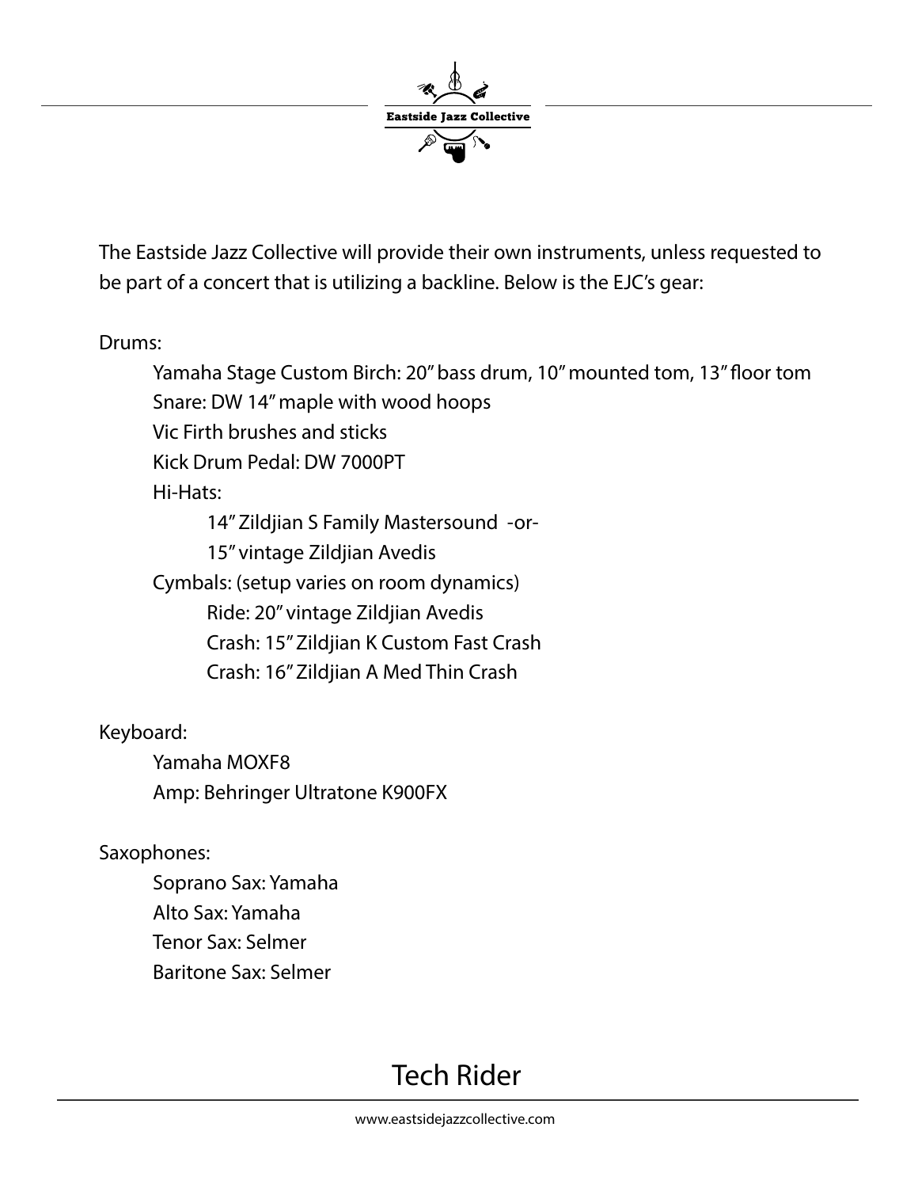The Eastside Jazz Collective will provide their own instruments, unless requested to be part of a concert that is utilizing a backline. Below is the EJC's gear:

Drums:

- Yamaha Stage Custom Birch: 20" bass drum, 10" mounted tom, 13" floor tom
- Snare: DW 14" maple with wood hoops
- Vic Firth brushes and sticks
- Kick Drum Pedal: DW 7000PT
- Hi-Hats:
  - 14" Zildjian S Family Mastersound -or-
  - 15" vintage Zildjian Avedis
- Cymbals: (setup varies on room dynamics)
  - Ride: 20" vintage Zildjian Avedis
  - Crash: 15" Zildjian K Custom Fast Crash
  - Crash: 16" Zildjian A Med Thin Crash

Keyboard:

- Yamaha MOXF8
- Amp: Behringer Ultratone K900FX

Saxophones:

- Soprano Sax: Yamaha
- Alto Sax: Yamaha
- Tenor Sax: Selmer
- Baritone Sax: Selmer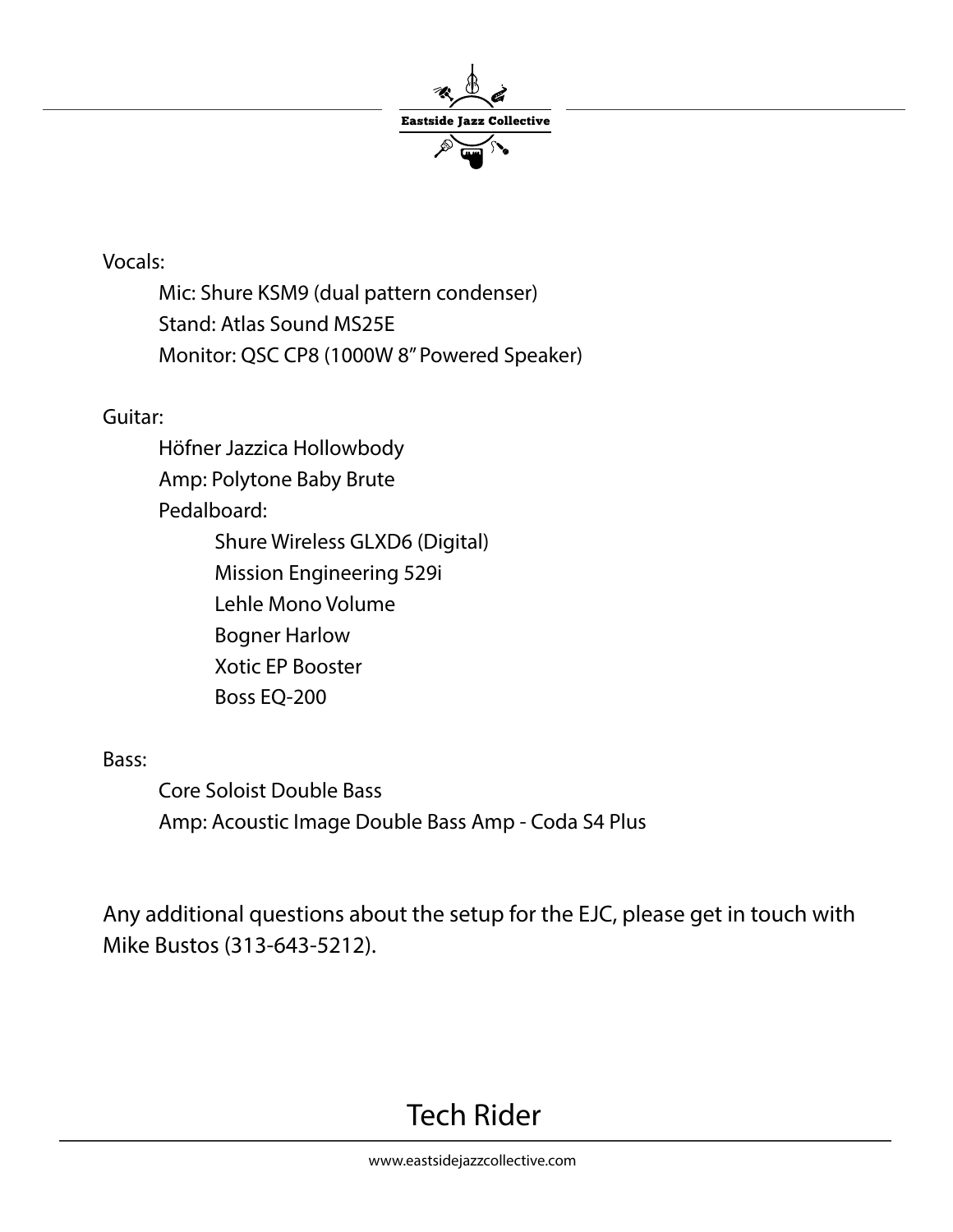Eastside Jazz Collective

Vocals:

- Mic: Shure KSM9 (dual pattern condenser)
- Stand: Atlas Sound MS25E
- Monitor: QSC CP8 (1000W 8" Powered Speaker)

Guitar:

- Höfner Jazzica Hollowbody
- Amp: Polytone Baby Brute
- Pedalboard:
  - Shure Wireless GLXD6 (Digital)
  - Mission Engineering 529i
  - Lehle Mono Volume
  - Bogner Harlow
  - Xotic EP Booster
  - Boss EQ-200

Bass:

- Core Soloist Double Bass
- Amp: Acoustic Image Double Bass Amp - Coda S4 Plus

Any additional questions about the setup for the EJC, please get in touch with Mike Bustos (313-643-5212).

Tech Rider

www.eastsidejazzcollective.com